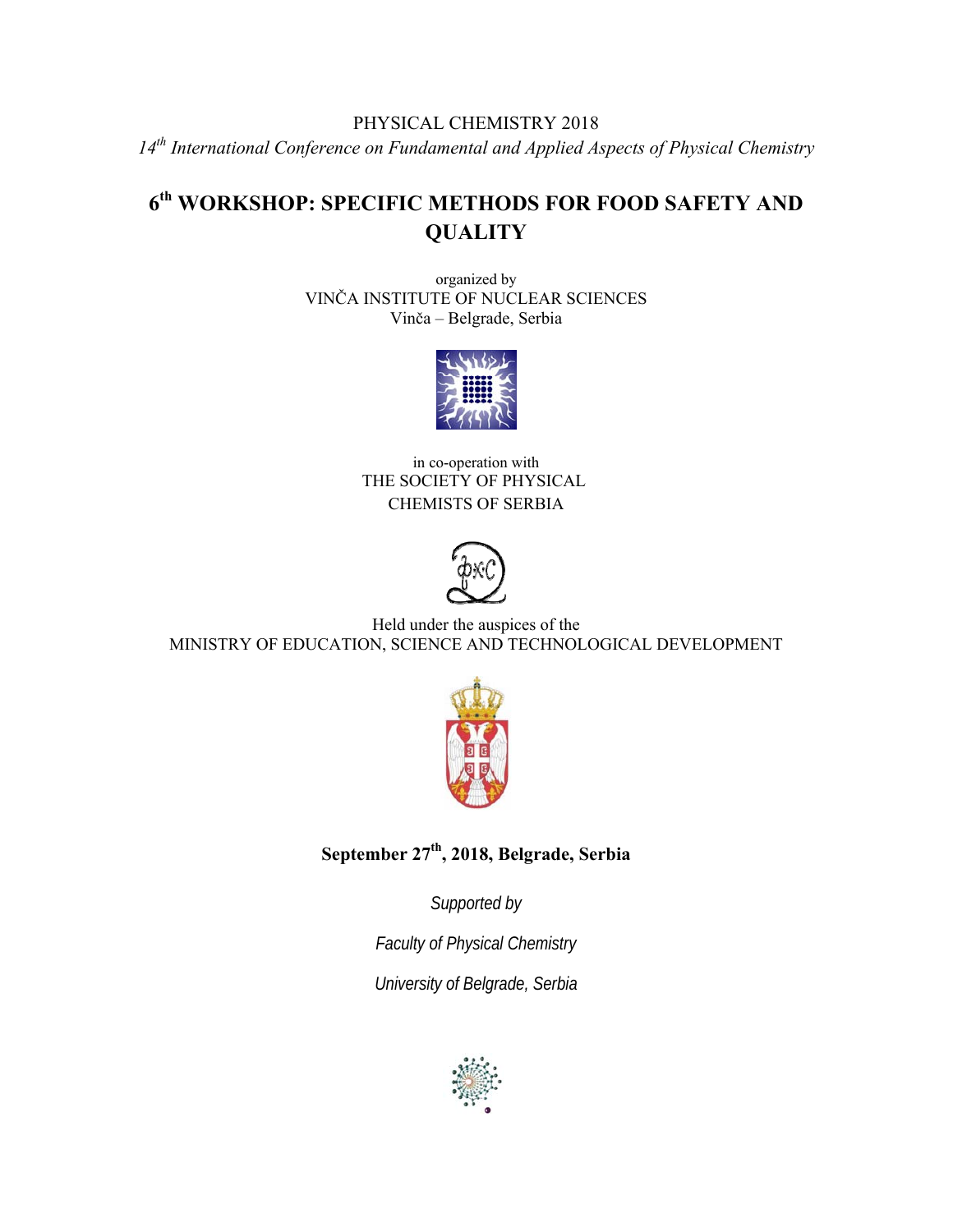PHYSICAL CHEMISTRY 2018

*14th International Conference on Fundamental and Applied Aspects of Physical Chemistry*

# 6th WORKSHOP: SPECIFIC METHODS FOR FOOD SAFETY AND QUALITY

organized by
VINČA INSTITUTE OF NUCLEAR SCIENCES
Vinča – Belgrade, Serbia

in co-operation with
THE SOCIETY OF PHYSICAL
CHEMISTS OF SERBIA

Held under the auspices of the
MINISTRY OF EDUCATION, SCIENCE AND TECHNOLOGICAL DEVELOPMENT

**September 27th, 2018, Belgrade, Serbia**

*Supported by*

*Faculty of Physical Chemistry*

*University of Belgrade, Serbia*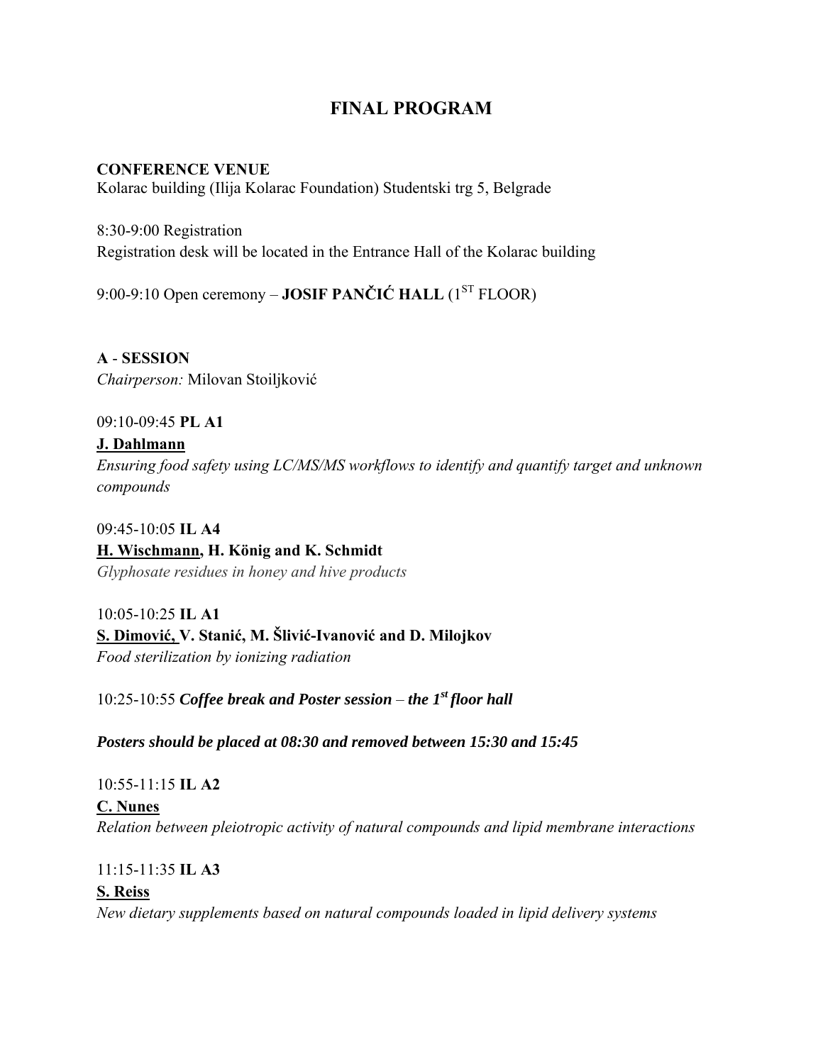# FINAL PROGRAM

**CONFERENCE VENUE**
Kolarac building (Ilija Kolarac Foundation) Studentski trg 5, Belgrade

8:30-9:00 Registration
Registration desk will be located in the Entrance Hall of the Kolarac building

9:00-9:10 Open ceremony – **JOSIF PANČIĆ HALL** (1ST FLOOR)

**A - SESSION**
*Chairperson:* Milovan Stoiljković

09:10-09:45 **PL A1**
**J. Dahlmann**
*Ensuring food safety using LC/MS/MS workflows to identify and quantify target and unknown compounds*

09:45-10:05 **IL A4**
**H. Wischmann, H. König and K. Schmidt**
*Glyphosate residues in honey and hive products*

10:05-10:25 **IL A1**
**S. Dimović, V. Stanić, M. Šlivić-Ivanović and D. Milojkov**
*Food sterilization by ionizing radiation*

10:25-10:55 ***Coffee break and Poster session** – **the 1st floor hall***

***Posters should be placed at 08:30 and removed between 15:30 and 15:45***

10:55-11:15 **IL A2**
**C. Nunes**
*Relation between pleiotropic activity of natural compounds and lipid membrane interactions*

11:15-11:35 **IL A3**
**S. Reiss**
*New dietary supplements based on natural compounds loaded in lipid delivery systems*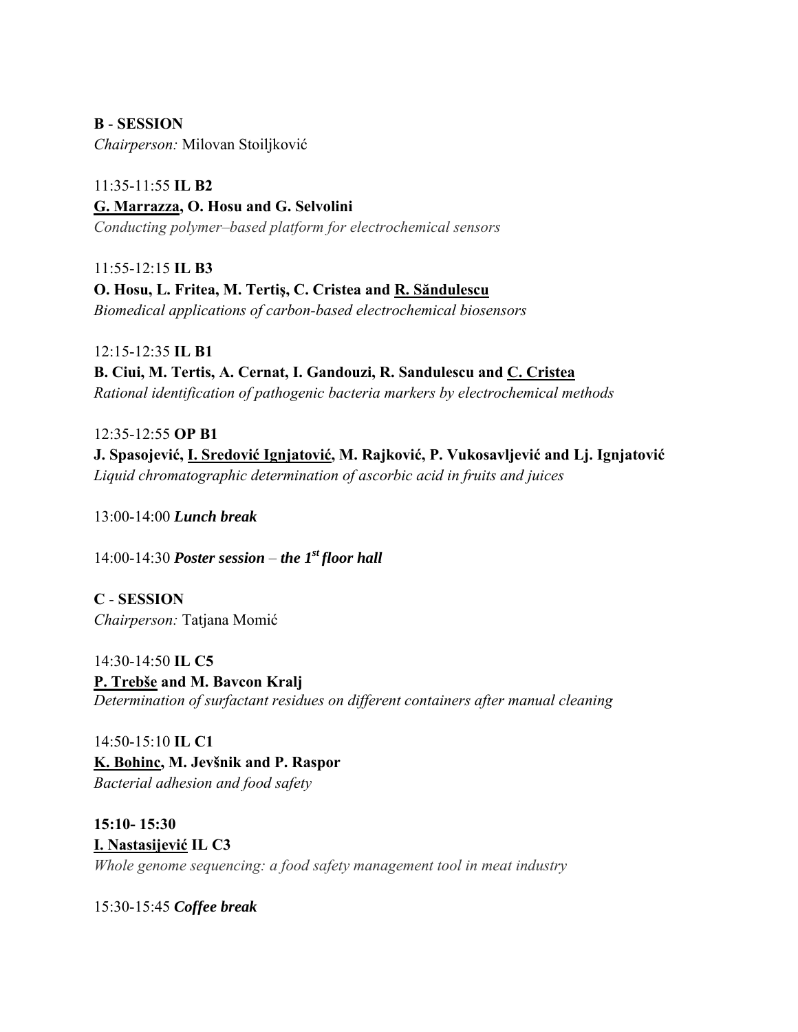**B - SESSION**

*Chairperson:* Milovan Stoiljković

11:35-11:55 **IL B2**

**G. Marrazza, O. Hosu and G. Selvolini**

*Conducting polymer–based platform for electrochemical sensors*

11:55-12:15 **IL B3**

**O. Hosu, L. Fritea, M. Tertiş, C. Cristea and R. Săndulescu**

*Biomedical applications of carbon-based electrochemical biosensors*

12:15-12:35 **IL B1**

**B. Ciui, M. Tertis, A. Cernat, I. Gandouzi, R. Sandulescu and C. Cristea**

*Rational identification of pathogenic bacteria markers by electrochemical methods*

12:35-12:55 **OP B1**

**J. Spasojević, I. Sredović Ignjatović, M. Rajković, P. Vukosavljević and Lj. Ignjatović**

*Liquid chromatographic determination of ascorbic acid in fruits and juices*

13:00-14:00 ***Lunch break***

14:00-14:30 ***Poster session – the 1st floor hall***

**C - SESSION**

*Chairperson:* Tatjana Momić

14:30-14:50 **IL C5**

**P. Trebše and M. Bavcon Kralj**

*Determination of surfactant residues on different containers after manual cleaning*

14:50-15:10 **IL C1**

**K. Bohinc, M. Jevšnik and P. Raspor**

*Bacterial adhesion and food safety*

**15:10- 15:30**

**I. Nastasijević IL C3**

*Whole genome sequencing: a food safety management tool in meat industry*

15:30-15:45 ***Coffee break***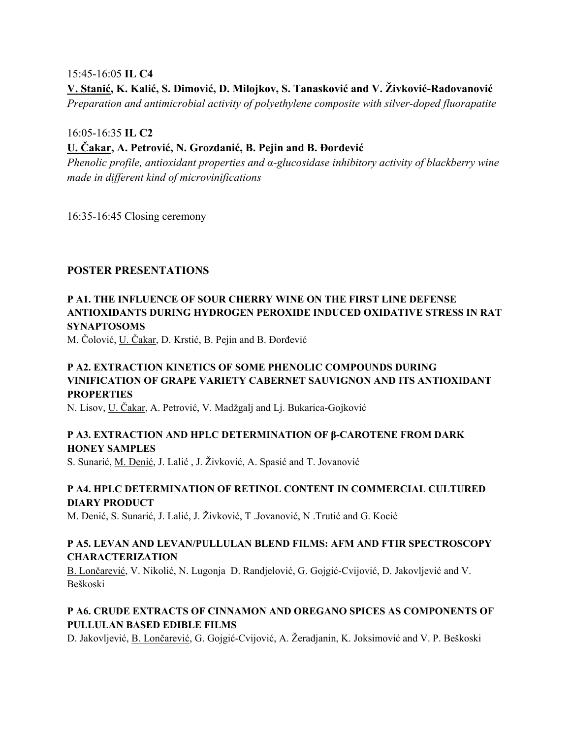15:45-16:05 **IL C4**

**<u>V. Stanić</u>, K. Kalić, S. Dimović, D. Milojkov, S. Tanasković and V. Živković-Radovanović**

*Preparation and antimicrobial activity of polyethylene composite with silver-doped fluorapatite*

16:05-16:35 **IL C2**

**<u>U. Čakar</u>, A. Petrović, N. Grozdanić, B. Pejin and B. Đorđević**

*Phenolic profile, antioxidant properties and α-glucosidase inhibitory activity of blackberry wine made in different kind of microvinifications*

16:35-16:45 Closing ceremony

## POSTER PRESENTATIONS

**P A1. THE INFLUENCE OF SOUR CHERRY WINE ON THE FIRST LINE DEFENSE ANTIOXIDANTS DURING HYDROGEN PEROXIDE INDUCED OXIDATIVE STRESS IN RAT SYNAPTOSOMS**

M. Čolović, <u>U. Čakar</u>, D. Krstić, B. Pejin and B. Đorđević

**P A2. EXTRACTION KINETICS OF SOME PHENOLIC COMPOUNDS DURING VINIFICATION OF GRAPE VARIETY CABERNET SAUVIGNON AND ITS ANTIOXIDANT PROPERTIES**

N. Lisov, <u>U. Čakar</u>, A. Petrović, V. Madžgalj and Lj. Bukarica-Gojković

**P A3. EXTRACTION AND HPLC DETERMINATION OF β-CAROTENE FROM DARK HONEY SAMPLES**

S. Sunarić, <u>M. Denić</u>, J. Lalić , J. Živković, A. Spasić and T. Jovanović

**P A4. HPLC DETERMINATION OF RETINOL CONTENT IN COMMERCIAL CULTURED DIARY PRODUCT**

<u>M. Denić</u>, S. Sunarić, J. Lalić, J. Živković, T .Jovanović, N .Trutić and G. Kocić

**P A5. LEVAN AND LEVAN/PULLULAN BLEND FILMS: AFM AND FTIR SPECTROSCOPY CHARACTERIZATION**

<u>B. Lončarević</u>, V. Nikolić, N. Lugonja D. Randjelović, G. Gojgić-Cvijović, D. Jakovljević and V. Beškoski

**P A6. CRUDE EXTRACTS OF CINNAMON AND OREGANO SPICES AS COMPONENTS OF PULLULAN BASED EDIBLE FILMS**

D. Jakovljević, <u>B. Lončarević</u>, G. Gojgić-Cvijović, A. Žeradjanin, K. Joksimović and V. P. Beškoski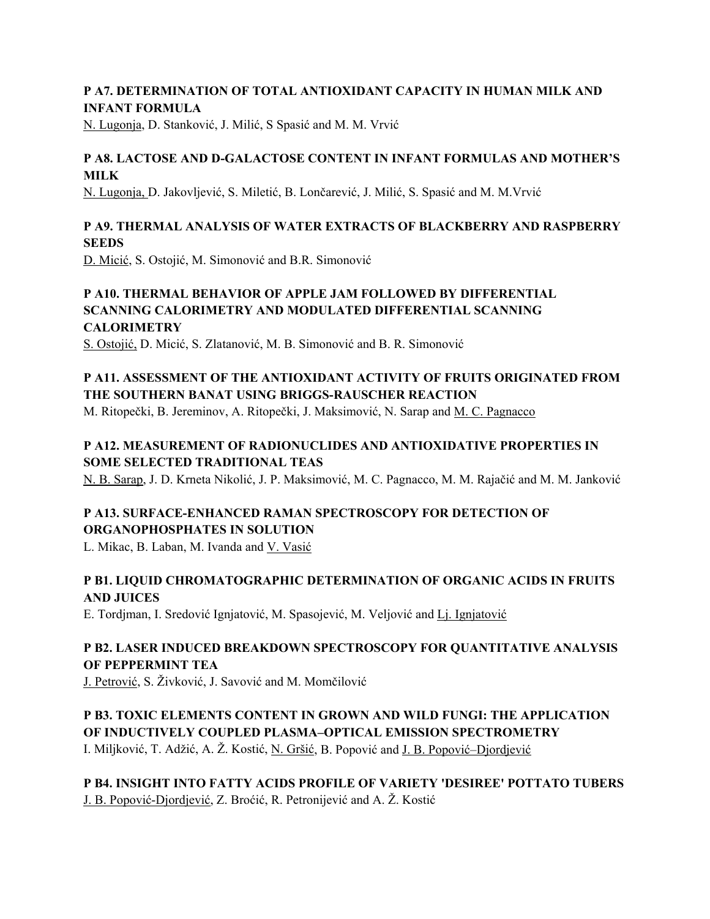**P A7. DETERMINATION OF TOTAL ANTIOXIDANT CAPACITY IN HUMAN MILK AND INFANT FORMULA**

N. Lugonja, D. Stanković, J. Milić, S Spasić and M. M. Vrvić

**P A8. LACTOSE AND D-GALACTOSE CONTENT IN INFANT FORMULAS AND MOTHER'S MILK**

N. Lugonja, D. Jakovljević, S. Miletić, B. Lončarević, J. Milić, S. Spasić and M. M.Vrvić

**P A9. THERMAL ANALYSIS OF WATER EXTRACTS OF BLACKBERRY AND RASPBERRY SEEDS**

D. Micić, S. Ostojić, M. Simonović and B.R. Simonović

**P A10. THERMAL BEHAVIOR OF APPLE JAM FOLLOWED BY DIFFERENTIAL SCANNING CALORIMETRY AND MODULATED DIFFERENTIAL SCANNING CALORIMETRY**

S. Ostojić, D. Micić, S. Zlatanović, M. B. Simonović and B. R. Simonović

**P A11. ASSESSMENT OF THE ANTIOXIDANT ACTIVITY OF FRUITS ORIGINATED FROM THE SOUTHERN BANAT USING BRIGGS-RAUSCHER REACTION**

M. Ritopečki, B. Jereminov, A. Ritopečki, J. Maksimović, N. Sarap and M. C. Pagnacco

**P A12. MEASUREMENT OF RADIONUCLIDES AND ANTIOXIDATIVE PROPERTIES IN SOME SELECTED TRADITIONAL TEAS**

N. B. Sarap, J. D. Krneta Nikolić, J. P. Maksimović, M. C. Pagnacco, M. M. Rajačić and M. M. Janković

**P A13. SURFACE-ENHANCED RAMAN SPECTROSCOPY FOR DETECTION OF ORGANOPHOSPHATES IN SOLUTION**

L. Mikac, B. Laban, M. Ivanda and V. Vasić

**P B1. LIQUID CHROMATOGRAPHIC DETERMINATION OF ORGANIC ACIDS IN FRUITS AND JUICES**

E. Tordjman, I. Sredović Ignjatović, M. Spasojević, M. Veljović and Lj. Ignjatović

**P B2. LASER INDUCED BREAKDOWN SPECTROSCOPY FOR QUANTITATIVE ANALYSIS OF PEPPERMINT TEA**

J. Petrović, S. Živković, J. Savović and M. Momčilović

**P B3. TOXIC ELEMENTS CONTENT IN GROWN AND WILD FUNGI: THE APPLICATION OF INDUCTIVELY COUPLED PLASMA–OPTICAL EMISSION SPECTROMETRY**

I. Miljković, T. Adžić, A. Ž. Kostić, N. Gršić, B. Popović and J. B. Popović–Djordjević

**P B4. INSIGHT INTO FATTY ACIDS PROFILE OF VARIETY 'DESIREE' POTTATO TUBERS**

J. B. Popović-Djordjević, Z. Broćić, R. Petronijević and A. Ž. Kostić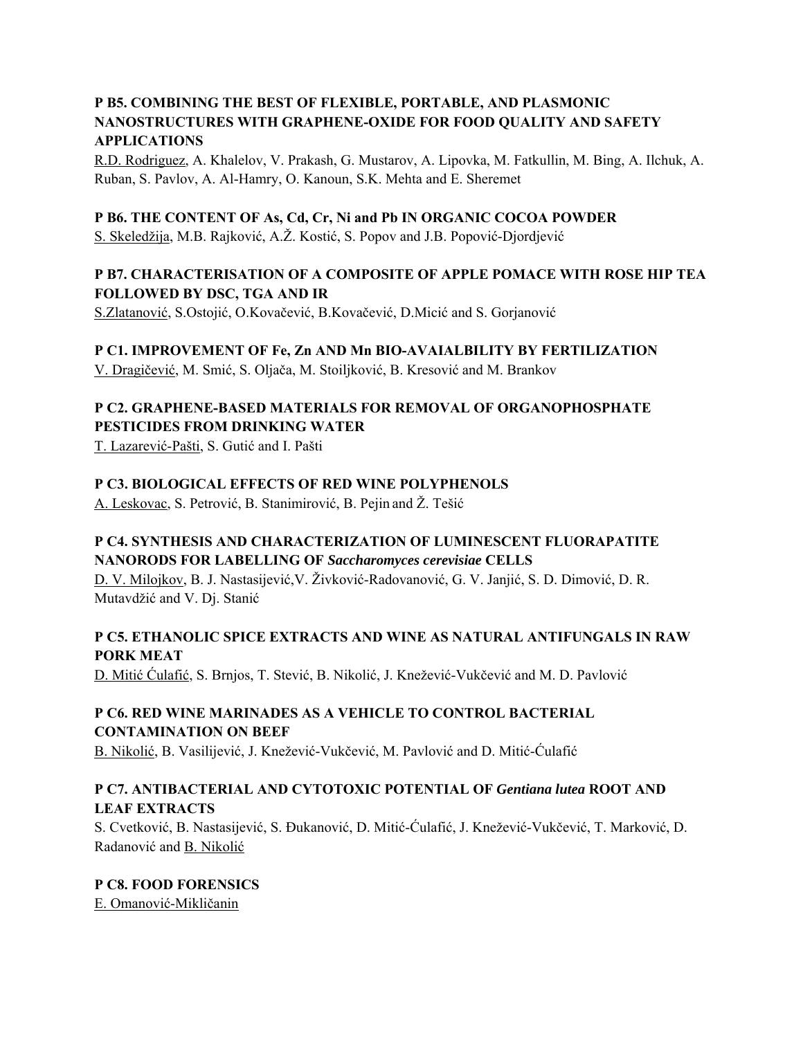**P B5. COMBINING THE BEST OF FLEXIBLE, PORTABLE, AND PLASMONIC NANOSTRUCTURES WITH GRAPHENE-OXIDE FOR FOOD QUALITY AND SAFETY APPLICATIONS**

R.D. Rodriguez, A. Khalelov, V. Prakash, G. Mustarov, A. Lipovka, M. Fatkullin, M. Bing, A. Ilchuk, A. Ruban, S. Pavlov, A. Al-Hamry, O. Kanoun, S.K. Mehta and E. Sheremet

**P B6. THE CONTENT OF As, Cd, Cr, Ni and Pb IN ORGANIC COCOA POWDER**

S. Skeledžija, M.B. Rajković, A.Ž. Kostić, S. Popov and J.B. Popović-Djordjević

**P B7. CHARACTERISATION OF A COMPOSITE OF APPLE POMACE WITH ROSE HIP TEA FOLLOWED BY DSC, TGA AND IR**

S.Zlatanović, S.Ostojić, O.Kovačević, B.Kovačević, D.Micić and S. Gorjanović

**P C1. IMPROVEMENT OF Fe, Zn AND Mn BIO-AVAIALBILITY BY FERTILIZATION**

V. Dragičević, M. Smić, S. Oljača, M. Stoiljković, B. Kresović and M. Brankov

**P C2. GRAPHENE-BASED MATERIALS FOR REMOVAL OF ORGANOPHOSPHATE PESTICIDES FROM DRINKING WATER**

T. Lazarević-Pašti, S. Gutić and I. Pašti

**P C3. BIOLOGICAL EFFECTS OF RED WINE POLYPHENOLS**

A. Leskovac, S. Petrović, B. Stanimirović, B. Pejin and Ž. Tešić

**P C4. SYNTHESIS AND CHARACTERIZATION OF LUMINESCENT FLUORAPATITE NANORODS FOR LABELLING OF *Saccharomyces cerevisiae* CELLS**

D. V. Milojkov, B. J. Nastasijević,V. Živković-Radovanović, G. V. Janjić, S. D. Dimović, D. R. Mutavdžić and V. Dj. Stanić

**P C5. ETHANOLIC SPICE EXTRACTS AND WINE AS NATURAL ANTIFUNGALS IN RAW PORK MEAT**

D. Mitić Ćulafić, S. Brnjos, T. Stević, B. Nikolić, J. Knežević-Vukčević and M. D. Pavlović

**P C6. RED WINE MARINADES AS A VEHICLE TO CONTROL BACTERIAL CONTAMINATION ON BEEF**

B. Nikolić, B. Vasilijević, J. Knežević-Vukčević, M. Pavlović and D. Mitić-Ćulafić

**P C7. ANTIBACTERIAL AND CYTOTOXIC POTENTIAL OF *Gentiana lutea* ROOT AND LEAF EXTRACTS**

S. Cvetković, B. Nastasijević, S. Đukanović, D. Mitić-Ćulafić, J. Knežević-Vukčević, T. Marković, D. Radanović and B. Nikolić

**P C8. FOOD FORENSICS**

E. Omanović-Mikličanin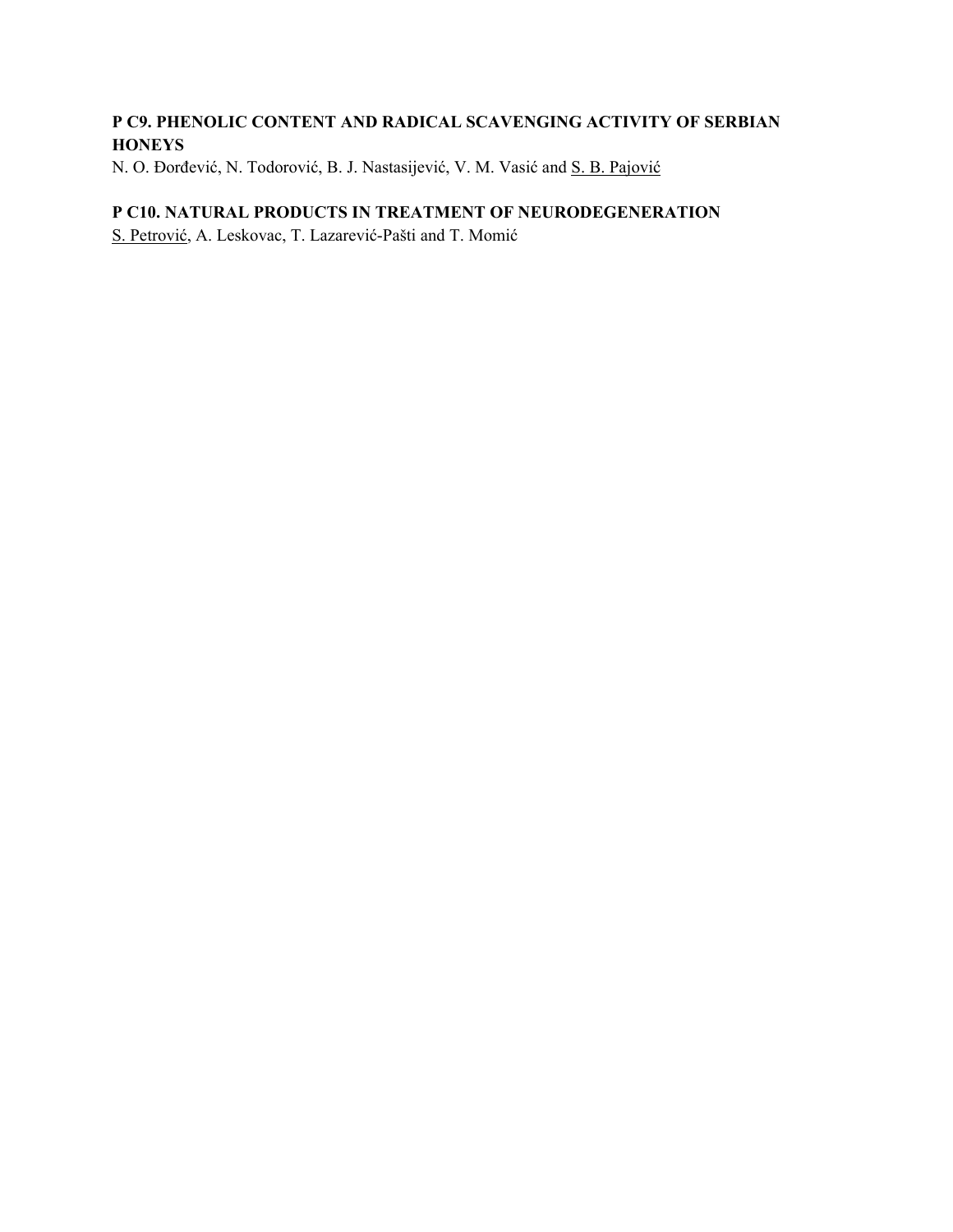**P C9. PHENOLIC CONTENT AND RADICAL SCAVENGING ACTIVITY OF SERBIAN HONEYS**

N. O. Đorđević, N. Todorović, B. J. Nastasijević, V. M. Vasić and <u>S. B. Pajović</u>

**P C10. NATURAL PRODUCTS IN TREATMENT OF NEURODEGENERATION**

<u>S. Petrović</u>, A. Leskovac, T. Lazarević-Pašti and T. Momić